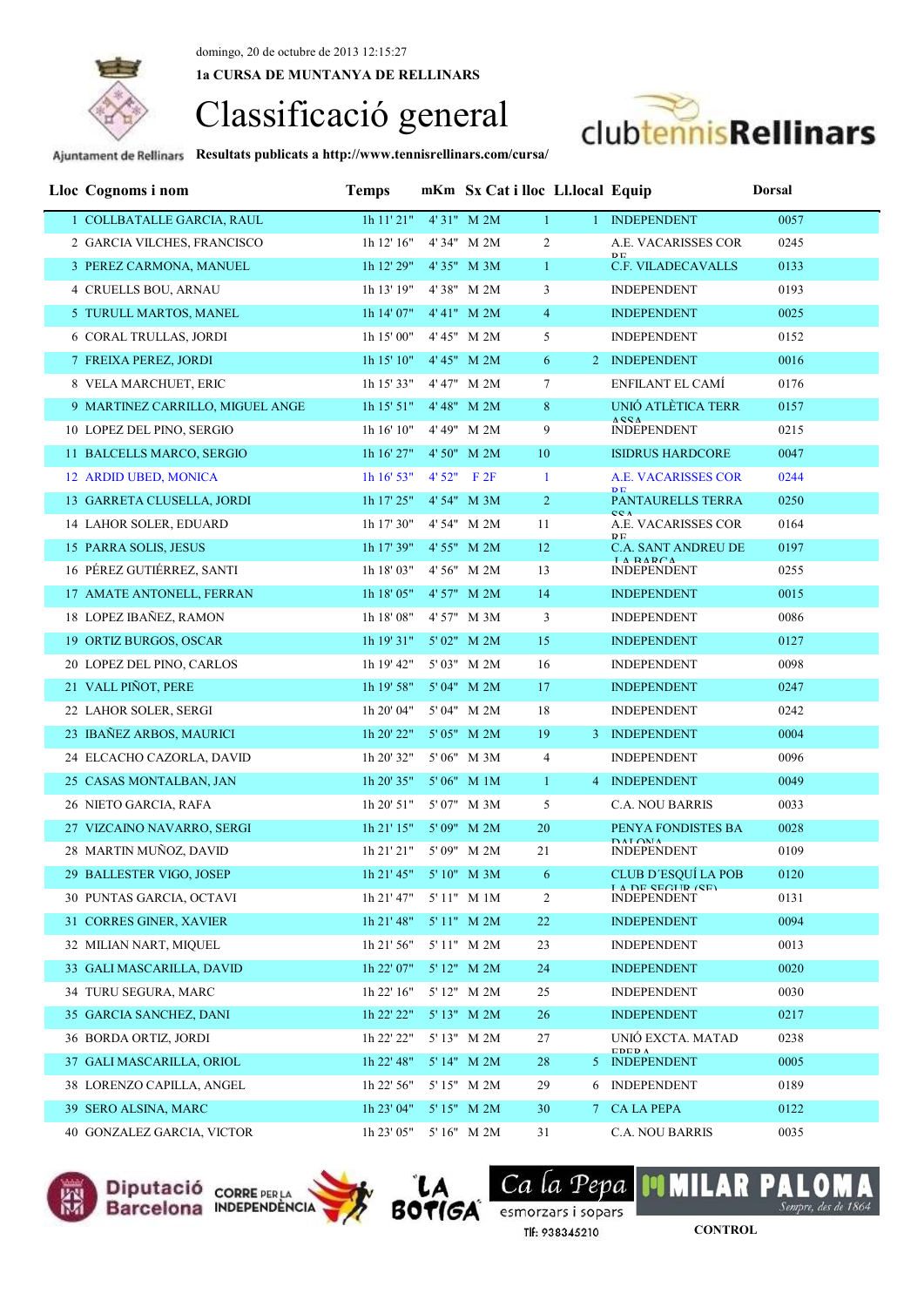domingo, 20 de octubre de 2013 12:15:27

**1a CURSA DE MUNTANYA DE RELLINARS**

# Classificació general

Ajuntament de Rellinars **Resultats publicats a http://www.tennisrellinars.com/cursa/**

| Lloc | Cognoms i nom | Temps | mKm | Sx Cat i lloc | | Ll.local | Equip | Dorsal |
|---|---|---|---|---|---|---|---|---|
| 1 | COLLBATALLE GARCIA, RAUL | 1h 11' 21" | 4' 31" | M 2M | 1 | 1 | INDEPENDENT | 0057 |
| 2 | GARCIA VILCHES, FRANCISCO | 1h 12' 16" | 4' 34" | M 2M | 2 | | A.E. VACARISSES COR DE | 0245 |
| 3 | PEREZ CARMONA, MANUEL | 1h 12' 29" | 4' 35" | M 3M | 1 | | C.F. VILADECAVALLS | 0133 |
| 4 | CRUELLS BOU, ARNAU | 1h 13' 19" | 4' 38" | M 2M | 3 | | INDEPENDENT | 0193 |
| 5 | TURULL MARTOS, MANEL | 1h 14' 07" | 4' 41" | M 2M | 4 | | INDEPENDENT | 0025 |
| 6 | CORAL TRULLAS, JORDI | 1h 15' 00" | 4' 45" | M 2M | 5 | | INDEPENDENT | 0152 |
| 7 | FREIXA PEREZ, JORDI | 1h 15' 10" | 4' 45" | M 2M | 6 | 2 | INDEPENDENT | 0016 |
| 8 | VELA MARCHUET, ERIC | 1h 15' 33" | 4' 47" | M 2M | 7 | | ENFILANT EL CAMÍ | 0176 |
| 9 | MARTINEZ CARRILLO, MIGUEL ANGE | 1h 15' 51" | 4' 48" | M 2M | 8 | | UNIÓ ATLÈTICA TERRASSA | 0157 |
| 10 | LOPEZ DEL PINO, SERGIO | 1h 16' 10" | 4' 49" | M 2M | 9 | | INDEPENDENT | 0215 |
| 11 | BALCELLS MARCO, SERGIO | 1h 16' 27" | 4' 50" | M 2M | 10 | | ISIDRUS HARDCORE | 0047 |
| 12 | ARDID UBED, MONICA | 1h 16' 53" | 4' 52" | F 2F | 1 | | A.E. VACARISSES COR DE | 0244 |
| 13 | GARRETA CLUSELLA, JORDI | 1h 17' 25" | 4' 54" | M 3M | 2 | | PANTAURELLS TERRASSA | 0250 |
| 14 | LAHOR SOLER, EDUARD | 1h 17' 30" | 4' 54" | M 2M | 11 | | A.E. VACARISSES COR DE | 0164 |
| 15 | PARRA SOLIS, JESUS | 1h 17' 39" | 4' 55" | M 2M | 12 | | C.A. SANT ANDREU DE LA BARCA | 0197 |
| 16 | PÉREZ GUTIÉRREZ, SANTI | 1h 18' 03" | 4' 56" | M 2M | 13 | | INDEPENDENT | 0255 |
| 17 | AMATE ANTONELL, FERRAN | 1h 18' 05" | 4' 57" | M 2M | 14 | | INDEPENDENT | 0015 |
| 18 | LOPEZ IBAÑEZ, RAMON | 1h 18' 08" | 4' 57" | M 3M | 3 | | INDEPENDENT | 0086 |
| 19 | ORTIZ BURGOS, OSCAR | 1h 19' 31" | 5' 02" | M 2M | 15 | | INDEPENDENT | 0127 |
| 20 | LOPEZ DEL PINO, CARLOS | 1h 19' 42" | 5' 03" | M 2M | 16 | | INDEPENDENT | 0098 |
| 21 | VALL PIÑOT, PERE | 1h 19' 58" | 5' 04" | M 2M | 17 | | INDEPENDENT | 0247 |
| 22 | LAHOR SOLER, SERGI | 1h 20' 04" | 5' 04" | M 2M | 18 | | INDEPENDENT | 0242 |
| 23 | IBAÑEZ ARBOS, MAURICI | 1h 20' 22" | 5' 05" | M 2M | 19 | 3 | INDEPENDENT | 0004 |
| 24 | ELCACHO CAZORLA, DAVID | 1h 20' 32" | 5' 06" | M 3M | 4 | | INDEPENDENT | 0096 |
| 25 | CASAS MONTALBAN, JAN | 1h 20' 35" | 5' 06" | M 1M | 1 | 4 | INDEPENDENT | 0049 |
| 26 | NIETO GARCIA, RAFA | 1h 20' 51" | 5' 07" | M 3M | 5 | | C.A. NOU BARRIS | 0033 |
| 27 | VIZCAINO NAVARRO, SERGI | 1h 21' 15" | 5' 09" | M 2M | 20 | | PENYA FONDISTES BADALONA | 0028 |
| 28 | MARTIN MUÑOZ, DAVID | 1h 21' 21" | 5' 09" | M 2M | 21 | | INDEPENDENT | 0109 |
| 29 | BALLESTER VIGO, JOSEP | 1h 21' 45" | 5' 10" | M 3M | 6 | | CLUB D'ESQUÍ LA POBLA DE SEGUR (SE) | 0120 |
| 30 | PUNTAS GARCIA, OCTAVI | 1h 21' 47" | 5' 11" | M 1M | 2 | | INDEPENDENT | 0131 |
| 31 | CORRES GINER, XAVIER | 1h 21' 48" | 5' 11" | M 2M | 22 | | INDEPENDENT | 0094 |
| 32 | MILIAN NART, MIQUEL | 1h 21' 56" | 5' 11" | M 2M | 23 | | INDEPENDENT | 0013 |
| 33 | GALI MASCARILLA, DAVID | 1h 22' 07" | 5' 12" | M 2M | 24 | | INDEPENDENT | 0020 |
| 34 | TURU SEGURA, MARC | 1h 22' 16" | 5' 12" | M 2M | 25 | | INDEPENDENT | 0030 |
| 35 | GARCIA SANCHEZ, DANI | 1h 22' 22" | 5' 13" | M 2M | 26 | | INDEPENDENT | 0217 |
| 36 | BORDA ORTIZ, JORDI | 1h 22' 22" | 5' 13" | M 2M | 27 | | UNIÓ EXCTA. MATADEPERA | 0238 |
| 37 | GALI MASCARILLA, ORIOL | 1h 22' 48" | 5' 14" | M 2M | 28 | 5 | INDEPENDENT | 0005 |
| 38 | LORENZO CAPILLA, ANGEL | 1h 22' 56" | 5' 15" | M 2M | 29 | 6 | INDEPENDENT | 0189 |
| 39 | SERO ALSINA, MARC | 1h 23' 04" | 5' 15" | M 2M | 30 | 7 | CA LA PEPA | 0122 |
| 40 | GONZALEZ GARCIA, VICTOR | 1h 23' 05" | 5' 16" | M 2M | 31 | | C.A. NOU BARRIS | 0035 |

Diputació Barcelona — CORRE PER LA INDEPENDÈNCIA — LA BOTIGA — Ca la Pepa esmorzars i sopars Tlf: 938345210 — MILAR PALOMA Sempre, des de 1864

**CONTROL**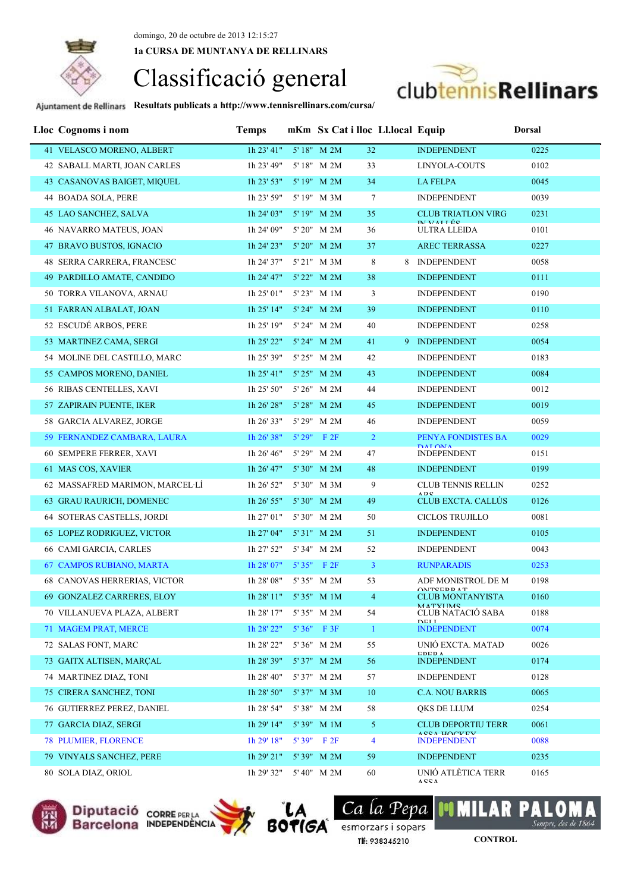domingo, 20 de octubre de 2013 12:15:27

**1a CURSA DE MUNTANYA DE RELLINARS**

# Classificació general

**Resultats publicats a http://www.tennisrellinars.com/cursa/**

| Lloc | Cognoms i nom | Temps | mKm | Sx | Cat i lloc | | Ll.local | Equip | Dorsal |
|---|---|---|---|---|---|---|---|---|---|
| 41 | VELASCO MORENO, ALBERT | 1h 23' 41" | 5' 18" | M | 2M | 32 | | INDEPENDENT | 0225 |
| 42 | SABALL MARTI, JOAN CARLES | 1h 23' 49" | 5' 18" | M | 2M | 33 | | LINYOLA-COUTS | 0102 |
| 43 | CASANOVAS BAIGET, MIQUEL | 1h 23' 53" | 5' 19" | M | 2M | 34 | | LA FELPA | 0045 |
| 44 | BOADA SOLA, PERE | 1h 23' 59" | 5' 19" | M | 3M | 7 | | INDEPENDENT | 0039 |
| 45 | LAO SANCHEZ, SALVA | 1h 24' 03" | 5' 19" | M | 2M | 35 | | CLUB TRIATLON VIRG IN VALLÉS | 0231 |
| 46 | NAVARRO MATEUS, JOAN | 1h 24' 09" | 5' 20" | M | 2M | 36 | | ULTRA LLEIDA | 0101 |
| 47 | BRAVO BUSTOS, IGNACIO | 1h 24' 23" | 5' 20" | M | 2M | 37 | | AREC TERRASSA | 0227 |
| 48 | SERRA CARRERA, FRANCESC | 1h 24' 37" | 5' 21" | M | 3M | 8 | 8 | INDEPENDENT | 0058 |
| 49 | PARDILLO AMATE, CANDIDO | 1h 24' 47" | 5' 22" | M | 2M | 38 | | INDEPENDENT | 0111 |
| 50 | TORRA VILANOVA, ARNAU | 1h 25' 01" | 5' 23" | M | 1M | 3 | | INDEPENDENT | 0190 |
| 51 | FARRAN ALBALAT, JOAN | 1h 25' 14" | 5' 24" | M | 2M | 39 | | INDEPENDENT | 0110 |
| 52 | ESCUDÉ ARBOS, PERE | 1h 25' 19" | 5' 24" | M | 2M | 40 | | INDEPENDENT | 0258 |
| 53 | MARTINEZ CAMA, SERGI | 1h 25' 22" | 5' 24" | M | 2M | 41 | 9 | INDEPENDENT | 0054 |
| 54 | MOLINE DEL CASTILLO, MARC | 1h 25' 39" | 5' 25" | M | 2M | 42 | | INDEPENDENT | 0183 |
| 55 | CAMPOS MORENO, DANIEL | 1h 25' 41" | 5' 25" | M | 2M | 43 | | INDEPENDENT | 0084 |
| 56 | RIBAS CENTELLES, XAVI | 1h 25' 50" | 5' 26" | M | 2M | 44 | | INDEPENDENT | 0012 |
| 57 | ZAPIRAIN PUENTE, IKER | 1h 26' 28" | 5' 28" | M | 2M | 45 | | INDEPENDENT | 0019 |
| 58 | GARCIA ALVAREZ, JORGE | 1h 26' 33" | 5' 29" | M | 2M | 46 | | INDEPENDENT | 0059 |
| 59 | FERNANDEZ CAMBARA, LAURA | 1h 26' 38" | 5' 29" | F | 2F | 2 | | PENYA FONDISTES BA DALONA | 0029 |
| 60 | SEMPERE FERRER, XAVI | 1h 26' 46" | 5' 29" | M | 2M | 47 | | INDEPENDENT | 0151 |
| 61 | MAS COS, XAVIER | 1h 26' 47" | 5' 30" | M | 2M | 48 | | INDEPENDENT | 0199 |
| 62 | MASSAFRED MARIMON, MARCEL·LÍ | 1h 26' 52" | 5' 30" | M | 3M | 9 | | CLUB TENNIS RELLIN ARS | 0252 |
| 63 | GRAU RAURICH, DOMENEC | 1h 26' 55" | 5' 30" | M | 2M | 49 | | CLUB EXCTA. CALLÚS | 0126 |
| 64 | SOTERAS CASTELLS, JORDI | 1h 27' 01" | 5' 30" | M | 2M | 50 | | CICLOS TRUJILLO | 0081 |
| 65 | LOPEZ RODRIGUEZ, VICTOR | 1h 27' 04" | 5' 31" | M | 2M | 51 | | INDEPENDENT | 0105 |
| 66 | CAMI GARCIA, CARLES | 1h 27' 52" | 5' 34" | M | 2M | 52 | | INDEPENDENT | 0043 |
| 67 | CAMPOS RUBIANO, MARTA | 1h 28' 07" | 5' 35" | F | 2F | 3 | | RUNPARADIS | 0253 |
| 68 | CANOVAS HERRERIAS, VICTOR | 1h 28' 08" | 5' 35" | M | 2M | 53 | | ADF MONISTROL DE M ONTSERRAT | 0198 |
| 69 | GONZALEZ CARRERES, ELOY | 1h 28' 11" | 5' 35" | M | 1M | 4 | | CLUB MONTANYISTA MATXIMS | 0160 |
| 70 | VILLANUEVA PLAZA, ALBERT | 1h 28' 17" | 5' 35" | M | 2M | 54 | | CLUB NATACIÓ SABA DELL | 0188 |
| 71 | MAGEM PRAT, MERCE | 1h 28' 22" | 5' 36" | F | 3F | 1 | | INDEPENDENT | 0074 |
| 72 | SALAS FONT, MARC | 1h 28' 22" | 5' 36" | M | 2M | 55 | | UNIÓ EXCTA. MATAD EPERA | 0026 |
| 73 | GAITX ALTISEN, MARÇAL | 1h 28' 39" | 5' 37" | M | 2M | 56 | | INDEPENDENT | 0174 |
| 74 | MARTINEZ DIAZ, TONI | 1h 28' 40" | 5' 37" | M | 2M | 57 | | INDEPENDENT | 0128 |
| 75 | CIRERA SANCHEZ, TONI | 1h 28' 50" | 5' 37" | M | 3M | 10 | | C.A. NOU BARRIS | 0065 |
| 76 | GUTIERREZ PEREZ, DANIEL | 1h 28' 54" | 5' 38" | M | 2M | 58 | | QKS DE LLUM | 0254 |
| 77 | GARCIA DIAZ, SERGI | 1h 29' 14" | 5' 39" | M | 1M | 5 | | CLUB DEPORTIU TERR ASSA HOCKEY | 0061 |
| 78 | PLUMIER, FLORENCE | 1h 29' 18" | 5' 39" | F | 2F | 4 | | INDEPENDENT | 0088 |
| 79 | VINYALS SANCHEZ, PERE | 1h 29' 21" | 5' 39" | M | 2M | 59 | | INDEPENDENT | 0235 |
| 80 | SOLA DIAZ, ORIOL | 1h 29' 32" | 5' 40" | M | 2M | 60 | | UNIÓ ATLÈTICA TERR ASSA | 0165 |

CONTROL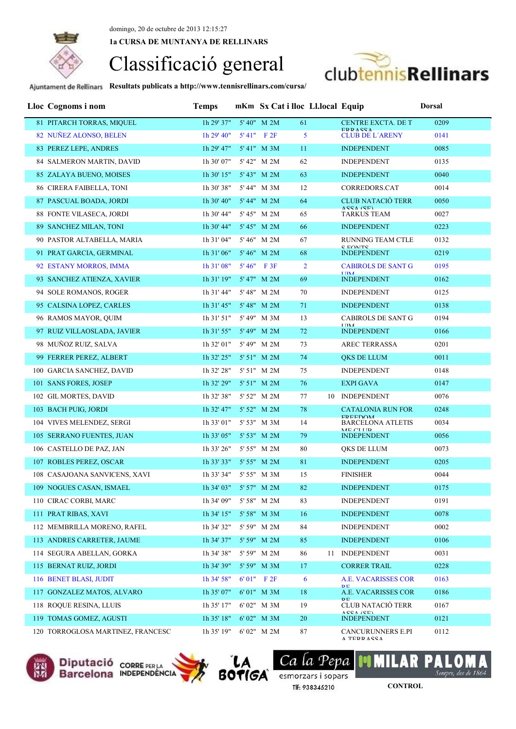domingo, 20 de octubre de 2013 12:15:27

**1a CURSA DE MUNTANYA DE RELLINARS**

# Classificació general

Ajuntament de Rellinars **Resultats publicats a http://www.tennisrellinars.com/cursa/**

| Lloc | Cognoms i nom | Temps | mKm | Sx | Cat i lloc | Ll.local | Equip | Dorsal |
|---|---|---|---|---|---|---|---|---|
| 81 | PITARCH TORRAS, MIQUEL | 1h 29' 37" | 5' 40" | M | 2M 61 | | CENTRE EXCTA. DE T ERRASSA | 0209 |
| 82 | NUÑEZ ALONSO, BELEN | 1h 29' 40" | 5' 41" | F | 2F 5 | | CLUB DE L´ARENY | 0141 |
| 83 | PEREZ LEPE, ANDRES | 1h 29' 47" | 5' 41" | M | 3M 11 | | INDEPENDENT | 0085 |
| 84 | SALMERON MARTIN, DAVID | 1h 30' 07" | 5' 42" | M | 2M 62 | | INDEPENDENT | 0135 |
| 85 | ZALAYA BUENO, MOISES | 1h 30' 15" | 5' 43" | M | 2M 63 | | INDEPENDENT | 0040 |
| 86 | CIRERA FAIBELLA, TONI | 1h 30' 38" | 5' 44" | M | 3M 12 | | CORREDORS.CAT | 0014 |
| 87 | PASCUAL BOADA, JORDI | 1h 30' 40" | 5' 44" | M | 2M 64 | | CLUB NATACIÓ TERR ASSA (SE) | 0050 |
| 88 | FONTE VILASECA, JORDI | 1h 30' 44" | 5' 45" | M | 2M 65 | | TARKUS TEAM | 0027 |
| 89 | SANCHEZ MILAN, TONI | 1h 30' 44" | 5' 45" | M | 2M 66 | | INDEPENDENT | 0223 |
| 90 | PASTOR ALTABELLA, MARIA | 1h 31' 04" | 5' 46" | M | 2M 67 | | RUNNING TEAM CTLE S FONTS | 0132 |
| 91 | PRAT GARCIA, GERMINAL | 1h 31' 06" | 5' 46" | M | 2M 68 | | INDEPENDENT | 0219 |
| 92 | ESTANY MORROS, IMMA | 1h 31' 08" | 5' 46" | F | 3F 2 | | CABIROLS DE SANT G UIM | 0195 |
| 93 | SANCHEZ ATIENZA, XAVIER | 1h 31' 19" | 5' 47" | M | 2M 69 | | INDEPENDENT | 0162 |
| 94 | SOLE ROMANOS, ROGER | 1h 31' 44" | 5' 48" | M | 2M 70 | | INDEPENDENT | 0125 |
| 95 | CALSINA LOPEZ, CARLES | 1h 31' 45" | 5' 48" | M | 2M 71 | | INDEPENDENT | 0138 |
| 96 | RAMOS MAYOR, QUIM | 1h 31' 51" | 5' 49" | M | 3M 13 | | CABIROLS DE SANT G UIM | 0194 |
| 97 | RUIZ VILLAOSLADA, JAVIER | 1h 31' 55" | 5' 49" | M | 2M 72 | | INDEPENDENT | 0166 |
| 98 | MUÑOZ RUIZ, SALVA | 1h 32' 01" | 5' 49" | M | 2M 73 | | AREC TERRASSA | 0201 |
| 99 | FERRER PEREZ, ALBERT | 1h 32' 25" | 5' 51" | M | 2M 74 | | QKS DE LLUM | 0011 |
| 100 | GARCIA SANCHEZ, DAVID | 1h 32' 28" | 5' 51" | M | 2M 75 | | INDEPENDENT | 0148 |
| 101 | SANS FORES, JOSEP | 1h 32' 29" | 5' 51" | M | 2M 76 | | EXPI GAVA | 0147 |
| 102 | GIL MORTES, DAVID | 1h 32' 38" | 5' 52" | M | 2M 77 | 10 | INDEPENDENT | 0076 |
| 103 | BACH PUIG, JORDI | 1h 32' 47" | 5' 52" | M | 2M 78 | | CATALONIA RUN FOR FREEDOM | 0248 |
| 104 | VIVES MELENDEZ, SERGI | 1h 33' 01" | 5' 53" | M | 3M 14 | | BARCELONA ATLETIS ME CLUB | 0034 |
| 105 | SERRANO FUENTES, JUAN | 1h 33' 05" | 5' 53" | M | 2M 79 | | INDEPENDENT | 0056 |
| 106 | CASTELLO DE PAZ, JAN | 1h 33' 26" | 5' 55" | M | 2M 80 | | QKS DE LLUM | 0073 |
| 107 | ROBLES PEREZ, OSCAR | 1h 33' 33" | 5' 55" | M | 2M 81 | | INDEPENDENT | 0205 |
| 108 | CASAJOANA SANVICENS, XAVI | 1h 33' 34" | 5' 55" | M | 3M 15 | | FINISHER | 0044 |
| 109 | NOGUES CASAN, ISMAEL | 1h 34' 03" | 5' 57" | M | 2M 82 | | INDEPENDENT | 0175 |
| 110 | CIRAC CORBI, MARC | 1h 34' 09" | 5' 58" | M | 2M 83 | | INDEPENDENT | 0191 |
| 111 | PRAT RIBAS, XAVI | 1h 34' 15" | 5' 58" | M | 3M 16 | | INDEPENDENT | 0078 |
| 112 | MEMBRILLA MORENO, RAFEL | 1h 34' 32" | 5' 59" | M | 2M 84 | | INDEPENDENT | 0002 |
| 113 | ANDRES CARRETER, JAUME | 1h 34' 37" | 5' 59" | M | 2M 85 | | INDEPENDENT | 0106 |
| 114 | SEGURA ABELLAN, GORKA | 1h 34' 38" | 5' 59" | M | 2M 86 | 11 | INDEPENDENT | 0031 |
| 115 | BERNAT RUIZ, JORDI | 1h 34' 39" | 5' 59" | M | 3M 17 | | CORRER TRAIL | 0228 |
| 116 | BENET BLASI, JUDIT | 1h 34' 58" | 6' 01" | F | 2F 6 | | A.E. VACARISSES COR RE | 0163 |
| 117 | GONZALEZ MATOS, ALVARO | 1h 35' 07" | 6' 01" | M | 3M 18 | | A.E. VACARISSES COR RE | 0186 |
| 118 | ROQUE RESINA, LLUIS | 1h 35' 17" | 6' 02" | M | 3M 19 | | CLUB NATACIÓ TERR ASSA (SE) | 0167 |
| 119 | TOMAS GOMEZ, AGUSTI | 1h 35' 18" | 6' 02" | M | 3M 20 | | INDEPENDENT | 0121 |
| 120 | TORROGLOSA MARTINEZ, FRANCESC | 1h 35' 19" | 6' 02" | M | 2M 87 | | CANCURUNNERS E.PI A TERRASSA | 0112 |

Diputació Barcelona · CORRE PER LA INDEPENDÈNCIA · LA BOTIGA · Ca la Pepa esmorzars i sopars Tlf: 938345210 · MILAR PALOMA Sempre, des de 1864

**CONTROL**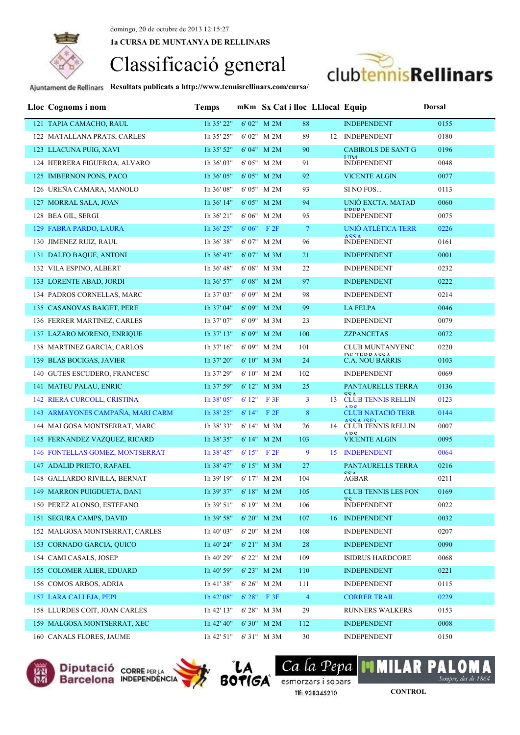domingo, 20 de octubre de 2013 12:15:27

**1a CURSA DE MUNTANYA DE RELLINARS**

# Classificació general

**Resultats publicats a http://www.tennisrellinars.com/cursa/**

| Lloc | Cognoms i nom | Temps | mKm | Sx Cat i lloc | | Ll.local | Equip | Dorsal |
|---|---|---|---|---|---|---|---|---|
| 121 | TAPIA CAMACHO, RAUL | 1h 35' 22" | 6' 02" | M 2M | 88 | | INDEPENDENT | 0155 |
| 122 | MATALLANA PRATS, CARLES | 1h 35' 25" | 6' 02" | M 2M | 89 | 12 | INDEPENDENT | 0180 |
| 123 | LLACUNA PUIG, XAVI | 1h 35' 52" | 6' 04" | M 2M | 90 | | CABIROLS DE SANT G UIM | 0196 |
| 124 | HERRERA FIGUEROA, ALVARO | 1h 36' 03" | 6' 05" | M 2M | 91 | | INDEPENDENT | 0048 |
| 125 | IMBERNON PONS, PACO | 1h 36' 05" | 6' 05" | M 2M | 92 | | VICENTE ALGIN | 0077 |
| 126 | UREÑA CAMARA, MANOLO | 1h 36' 08" | 6' 05" | M 2M | 93 | | SI NO FOS... | 0113 |
| 127 | MORRAL SALA, JOAN | 1h 36' 14" | 6' 05" | M 2M | 94 | | UNIÓ EXCTA. MATAD EPERA | 0060 |
| 128 | BEA GIL, SERGI | 1h 36' 21" | 6' 06" | M 2M | 95 | | INDEPENDENT | 0075 |
| 129 | FABRA PARDO, LAURA | 1h 36' 25" | 6' 06" | F 2F | 7 | | UNIÓ ATLÈTICA TERR ASSA | 0226 |
| 130 | JIMENEZ RUIZ, RAUL | 1h 36' 38" | 6' 07" | M 2M | 96 | | INDEPENDENT | 0161 |
| 131 | DALFO BAQUE, ANTONI | 1h 36' 43" | 6' 07" | M 3M | 21 | | INDEPENDENT | 0001 |
| 132 | VILA ESPINO, ALBERT | 1h 36' 48" | 6' 08" | M 3M | 22 | | INDEPENDENT | 0232 |
| 133 | LORENTE ABAD, JORDI | 1h 36' 57" | 6' 08" | M 2M | 97 | | INDEPENDENT | 0222 |
| 134 | PADROS CORNELLAS, MARC | 1h 37' 03" | 6' 09" | M 2M | 98 | | INDEPENDENT | 0214 |
| 135 | CASANOVAS BAIGET, PERE | 1h 37' 04" | 6' 09" | M 2M | 99 | | LA FELPA | 0046 |
| 136 | FERRER MARTINEZ, CARLES | 1h 37' 07" | 6' 09" | M 3M | 23 | | INDEPENDENT | 0079 |
| 137 | LAZARO MORENO, ENRIQUE | 1h 37' 13" | 6' 09" | M 2M | 100 | | ZZPANCETAS | 0072 |
| 138 | MARTINEZ GARCIA, CARLOS | 1h 37' 16" | 6' 09" | M 2M | 101 | | CLUB MUNTANYENC DE TERRASSA | 0220 |
| 139 | BLAS BOCIGAS, JAVIER | 1h 37' 20" | 6' 10" | M 3M | 24 | | C.A. NOU BARRIS | 0103 |
| 140 | GUTES ESCUDERO, FRANCESC | 1h 37' 29" | 6' 10" | M 2M | 102 | | INDEPENDENT | 0069 |
| 141 | MATEU PALAU, ENRIC | 1h 37' 59" | 6' 12" | M 3M | 25 | | PANTAURELLS TERRA SSA | 0136 |
| 142 | RIERA CURCOLL, CRISTINA | 1h 38' 05" | 6' 12" | F 3F | 3 | 13 | CLUB TENNIS RELLIN ARS | 0123 |
| 143 | ARMAYONES CAMPAÑA, MARI CARM | 1h 38' 25" | 6' 14" | F 2F | 8 | | CLUB NATACIÓ TERR ASSA (SF) | 0144 |
| 144 | MALGOSA MONTSERRAT, MARC | 1h 38' 33" | 6' 14" | M 3M | 26 | 14 | CLUB TENNIS RELLIN ARS | 0007 |
| 145 | FERNANDEZ VAZQUEZ, RICARD | 1h 38' 35" | 6' 14" | M 2M | 103 | | VICENTE ALGIN | 0095 |
| 146 | FONTELLAS GOMEZ, MONTSERRAT | 1h 38' 45" | 6' 15" | F 2F | 9 | 15 | INDEPENDENT | 0064 |
| 147 | ADALID PRIETO, RAFAEL | 1h 38' 47" | 6' 15" | M 3M | 27 | | PANTAURELLS TERRA SSA | 0216 |
| 148 | GALLARDO RIVILLA, BERNAT | 1h 39' 19" | 6' 17" | M 2M | 104 | | AGBAR | 0211 |
| 149 | MARRON PUIGDUETA, DANI | 1h 39' 37" | 6' 18" | M 2M | 105 | | CLUB TENNIS LES FON TS | 0169 |
| 150 | PEREZ ALONSO, ESTEFANO | 1h 39' 51" | 6' 19" | M 2M | 106 | | INDEPENDENT | 0022 |
| 151 | SEGURA CAMPS, DAVID | 1h 39' 58" | 6' 20" | M 2M | 107 | 16 | INDEPENDENT | 0032 |
| 152 | MALGOSA MONTSERRAT, CARLES | 1h 40' 03" | 6' 20" | M 2M | 108 | | INDEPENDENT | 0207 |
| 153 | CORNADO GARCIA, QUICO | 1h 40' 24" | 6' 21" | M 3M | 28 | | INDEPENDENT | 0090 |
| 154 | CAMI CASALS, JOSEP | 1h 40' 29" | 6' 22" | M 2M | 109 | | ISIDRUS HARDCORE | 0068 |
| 155 | COLOMER ALIER, EDUARD | 1h 40' 59" | 6' 23" | M 2M | 110 | | INDEPENDENT | 0221 |
| 156 | COMOS ARBOS, ADRIA | 1h 41' 38" | 6' 26" | M 2M | 111 | | INDEPENDENT | 0115 |
| 157 | LARA CALLEJA, PEPI | 1h 42' 08" | 6' 28" | F 3F | 4 | | CORRER TRAIL | 0229 |
| 158 | LLURDES COIT, JOAN CARLES | 1h 42' 13" | 6' 28" | M 3M | 29 | | RUNNERS WALKERS | 0153 |
| 159 | MALGOSA MONTSERRAT, XEC | 1h 42' 40" | 6' 30" | M 2M | 112 | | INDEPENDENT | 0008 |
| 160 | CANALS FLORES, JAUME | 1h 42' 51" | 6' 31" | M 3M | 30 | | INDEPENDENT | 0150 |

**CONTROL**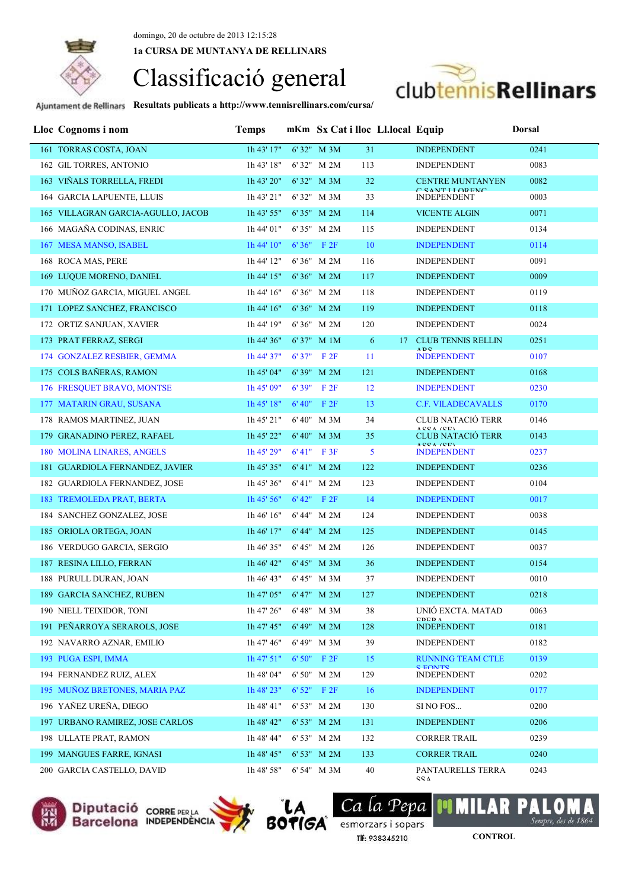domingo, 20 de octubre de 2013 12:15:28

**1a CURSA DE MUNTANYA DE RELLINARS**

# Classificació general

Ajuntament de Rellinars **Resultats publicats a http://www.tennisrellinars.com/cursa/**

| Lloc | Cognoms i nom | Temps | mKm | Sx | Cat i lloc | Ll.local | Equip | Dorsal |
|---|---|---|---|---|---|---|---|---|
| 161 | TORRAS COSTA, JOAN | 1h 43' 17" | 6' 32" | M | 3M 31 | | INDEPENDENT | 0241 |
| 162 | GIL TORRES, ANTONIO | 1h 43' 18" | 6' 32" | M | 2M 113 | | INDEPENDENT | 0083 |
| 163 | VIÑALS TORRELLA, FREDI | 1h 43' 20" | 6' 32" | M | 3M 32 | | CENTRE MUNTANYENC SANT LLORENC | 0082 |
| 164 | GARCIA LAPUENTE, LLUIS | 1h 43' 21" | 6' 32" | M | 3M 33 | | INDEPENDENT | 0003 |
| 165 | VILLAGRAN GARCIA-AGULLO, JACOB | 1h 43' 55" | 6' 35" | M | 2M 114 | | VICENTE ALGIN | 0071 |
| 166 | MAGAÑA CODINAS, ENRIC | 1h 44' 01" | 6' 35" | M | 2M 115 | | INDEPENDENT | 0134 |
| 167 | MESA MANSO, ISABEL | 1h 44' 10" | 6' 36" | F | 2F 10 | | INDEPENDENT | 0114 |
| 168 | ROCA MAS, PERE | 1h 44' 12" | 6' 36" | M | 2M 116 | | INDEPENDENT | 0091 |
| 169 | LUQUE MORENO, DANIEL | 1h 44' 15" | 6' 36" | M | 2M 117 | | INDEPENDENT | 0009 |
| 170 | MUÑOZ GARCIA, MIGUEL ANGEL | 1h 44' 16" | 6' 36" | M | 2M 118 | | INDEPENDENT | 0119 |
| 171 | LOPEZ SANCHEZ, FRANCISCO | 1h 44' 16" | 6' 36" | M | 2M 119 | | INDEPENDENT | 0118 |
| 172 | ORTIZ SANJUAN, XAVIER | 1h 44' 19" | 6' 36" | M | 2M 120 | | INDEPENDENT | 0024 |
| 173 | PRAT FERRAZ, SERGI | 1h 44' 36" | 6' 37" | M | 1M 6 | 17 | CLUB TENNIS RELLINARS | 0251 |
| 174 | GONZALEZ RESBIER, GEMMA | 1h 44' 37" | 6' 37" | F | 2F 11 | | INDEPENDENT | 0107 |
| 175 | COLS BAÑERAS, RAMON | 1h 45' 04" | 6' 39" | M | 2M 121 | | INDEPENDENT | 0168 |
| 176 | FRESQUET BRAVO, MONTSE | 1h 45' 09" | 6' 39" | F | 2F 12 | | INDEPENDENT | 0230 |
| 177 | MATARIN GRAU, SUSANA | 1h 45' 18" | 6' 40" | F | 2F 13 | | C.F. VILADECAVALLS | 0170 |
| 178 | RAMOS MARTINEZ, JUAN | 1h 45' 21" | 6' 40" | M | 3M 34 | | CLUB NATACIÓ TERRASSA (CE) | 0146 |
| 179 | GRANADINO PEREZ, RAFAEL | 1h 45' 22" | 6' 40" | M | 3M 35 | | CLUB NATACIÓ TERRASSA (CE) | 0143 |
| 180 | MOLINA LINARES, ANGELS | 1h 45' 29" | 6' 41" | F | 3F 5 | | INDEPENDENT | 0237 |
| 181 | GUARDIOLA FERNANDEZ, JAVIER | 1h 45' 35" | 6' 41" | M | 2M 122 | | INDEPENDENT | 0236 |
| 182 | GUARDIOLA FERNANDEZ, JOSE | 1h 45' 36" | 6' 41" | M | 2M 123 | | INDEPENDENT | 0104 |
| 183 | TREMOLEDA PRAT, BERTA | 1h 45' 56" | 6' 42" | F | 2F 14 | | INDEPENDENT | 0017 |
| 184 | SANCHEZ GONZALEZ, JOSE | 1h 46' 16" | 6' 44" | M | 2M 124 | | INDEPENDENT | 0038 |
| 185 | ORIOLA ORTEGA, JOAN | 1h 46' 17" | 6' 44" | M | 2M 125 | | INDEPENDENT | 0145 |
| 186 | VERDUGO GARCIA, SERGIO | 1h 46' 35" | 6' 45" | M | 2M 126 | | INDEPENDENT | 0037 |
| 187 | RESINA LILLO, FERRAN | 1h 46' 42" | 6' 45" | M | 3M 36 | | INDEPENDENT | 0154 |
| 188 | PURULL DURAN, JOAN | 1h 46' 43" | 6' 45" | M | 3M 37 | | INDEPENDENT | 0010 |
| 189 | GARCIA SANCHEZ, RUBEN | 1h 47' 05" | 6' 47" | M | 2M 127 | | INDEPENDENT | 0218 |
| 190 | NIELL TEIXIDOR, TONI | 1h 47' 26" | 6' 48" | M | 3M 38 | | UNIÓ EXCTA. MATADEPERA | 0063 |
| 191 | PEÑARROYA SERAROLS, JOSE | 1h 47' 45" | 6' 49" | M | 2M 128 | | INDEPENDENT | 0181 |
| 192 | NAVARRO AZNAR, EMILIO | 1h 47' 46" | 6' 49" | M | 3M 39 | | INDEPENDENT | 0182 |
| 193 | PUGA ESPI, IMMA | 1h 47' 51" | 6' 50" | F | 2F 15 | | RUNNING TEAM CTLES FONTS | 0139 |
| 194 | FERNANDEZ RUIZ, ALEX | 1h 48' 04" | 6' 50" | M | 2M 129 | | INDEPENDENT | 0202 |
| 195 | MUÑOZ BRETONES, MARIA PAZ | 1h 48' 23" | 6' 52" | F | 2F 16 | | INDEPENDENT | 0177 |
| 196 | YAÑEZ UREÑA, DIEGO | 1h 48' 41" | 6' 53" | M | 2M 130 | | SI NO FOS... | 0200 |
| 197 | URBANO RAMIREZ, JOSE CARLOS | 1h 48' 42" | 6' 53" | M | 2M 131 | | INDEPENDENT | 0206 |
| 198 | ULLATE PRAT, RAMON | 1h 48' 44" | 6' 53" | M | 2M 132 | | CORRER TRAIL | 0239 |
| 199 | MANGUES FARRE, IGNASI | 1h 48' 45" | 6' 53" | M | 2M 133 | | CORRER TRAIL | 0240 |
| 200 | GARCIA CASTELLO, DAVID | 1h 48' 58" | 6' 54" | M | 3M 40 | | PANTAURELLS TERRASSA | 0243 |

Diputació Barcelona · CORRE PER LA INDEPENDÈNCIA · LA BOTIGA · Ca la Pepa esmorzars i sopars Tlf: 938345210 · MILAR PALOMA Sempre, des de 1864

CONTROL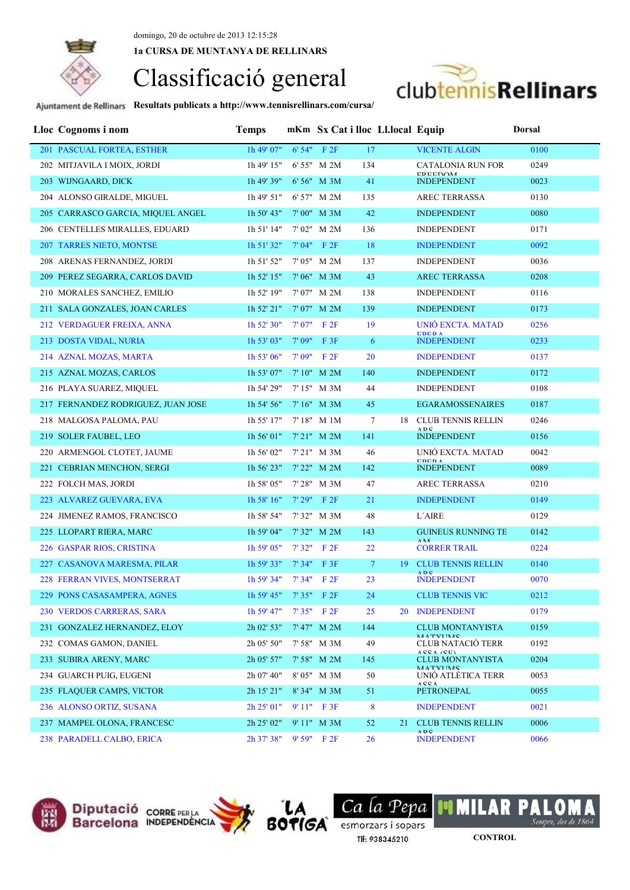domingo, 20 de octubre de 2013 12:15:28

**1a CURSA DE MUNTANYA DE RELLINARS**

# Classificació general

Ajuntament de Rellinars **Resultats publicats a http://www.tennisrellinars.com/cursa/**

clubtennisRellinars

| Lloc | Cognoms i nom | Temps | mKm | Sx Cat i lloc | | Ll.local | Equip | Dorsal |
|---|---|---|---|---|---|---|---|---|
| 201 | PASCUAL FORTEA, ESTHER | 1h 49' 07" | 6' 54" | F 2F | 17 | | VICENTE ALGIN | 0100 |
| 202 | MITJAVILA I MOIX, JORDI | 1h 49' 15" | 6' 55" | M 2M | 134 | | CATALONIA RUN FOR FREEDOM | 0249 |
| 203 | WIJNGAARD, DICK | 1h 49' 39" | 6' 56" | M 3M | 41 | | INDEPENDENT | 0023 |
| 204 | ALONSO GIRALDE, MIGUEL | 1h 49' 51" | 6' 57" | M 2M | 135 | | AREC TERRASSA | 0130 |
| 205 | CARRASCO GARCIA, MIQUEL ANGEL | 1h 50' 43" | 7' 00" | M 3M | 42 | | INDEPENDENT | 0080 |
| 206 | CENTELLES MIRALLES, EDUARD | 1h 51' 14" | 7' 02" | M 2M | 136 | | INDEPENDENT | 0171 |
| 207 | TARRES NIETO, MONTSE | 1h 51' 32" | 7' 04" | F 2F | 18 | | INDEPENDENT | 0092 |
| 208 | ARENAS FERNANDEZ, JORDI | 1h 51' 52" | 7' 05" | M 2M | 137 | | INDEPENDENT | 0036 |
| 209 | PEREZ SEGARRA, CARLOS DAVID | 1h 52' 15" | 7' 06" | M 3M | 43 | | AREC TERRASSA | 0208 |
| 210 | MORALES SANCHEZ, EMILIO | 1h 52' 19" | 7' 07" | M 2M | 138 | | INDEPENDENT | 0116 |
| 211 | SALA GONZALES, JOAN CARLES | 1h 52' 21" | 7' 07" | M 2M | 139 | | INDEPENDENT | 0173 |
| 212 | VERDAGUER FREIXA, ANNA | 1h 52' 30" | 7' 07" | F 2F | 19 | | UNIÓ EXCTA. MATADEPERA | 0256 |
| 213 | DOSTA VIDAL, NURIA | 1h 53' 03" | 7' 09" | F 3F | 6 | | INDEPENDENT | 0233 |
| 214 | AZNAL MOZAS, MARTA | 1h 53' 06" | 7' 09" | F 2F | 20 | | INDEPENDENT | 0137 |
| 215 | AZNAL MOZAS, CARLOS | 1h 53' 07" | 7' 10" | M 2M | 140 | | INDEPENDENT | 0172 |
| 216 | PLAYA SUAREZ, MIQUEL | 1h 54' 29" | 7' 15" | M 3M | 44 | | INDEPENDENT | 0108 |
| 217 | FERNANDEZ RODRIGUEZ, JUAN JOSE | 1h 54' 56" | 7' 16" | M 3M | 45 | | EGARAMOSSENAIRES | 0187 |
| 218 | MALGOSA PALOMA, PAU | 1h 55' 17" | 7' 18" | M 1M | 7 | 18 | CLUB TENNIS RELLINARS | 0246 |
| 219 | SOLER FAUBEL, LEO | 1h 56' 01" | 7' 21" | M 2M | 141 | | INDEPENDENT | 0156 |
| 220 | ARMENGOL CLOTET, JAUME | 1h 56' 02" | 7' 21" | M 3M | 46 | | UNIÓ EXCTA. MATADEPERA | 0042 |
| 221 | CEBRIAN MENCHON, SERGI | 1h 56' 23" | 7' 22" | M 2M | 142 | | INDEPENDENT | 0089 |
| 222 | FOLCH MAS, JORDI | 1h 58' 05" | 7' 28" | M 3M | 47 | | AREC TERRASSA | 0210 |
| 223 | ALVAREZ GUEVARA, EVA | 1h 58' 16" | 7' 29" | F 2F | 21 | | INDEPENDENT | 0149 |
| 224 | JIMENEZ RAMOS, FRANCISCO | 1h 58' 54" | 7' 32" | M 3M | 48 | | L´AIRE | 0129 |
| 225 | LLOPART RIERA, MARC | 1h 59' 04" | 7' 32" | M 2M | 143 | | GUINEUS RUNNING TEAM | 0142 |
| 226 | GASPAR RIOS, CRISTINA | 1h 59' 05" | 7' 32" | F 2F | 22 | | CORRER TRAIL | 0224 |
| 227 | CASANOVA MARESMA, PILAR | 1h 59' 33" | 7' 34" | F 3F | 7 | 19 | CLUB TENNIS RELLINARS | 0140 |
| 228 | FERRAN VIVES, MONTSERRAT | 1h 59' 34" | 7' 34" | F 2F | 23 | | INDEPENDENT | 0070 |
| 229 | PONS CASASAMPERA, AGNES | 1h 59' 45" | 7' 35" | F 2F | 24 | | CLUB TENNIS VIC | 0212 |
| 230 | VERDOS CARRERAS, SARA | 1h 59' 47" | 7' 35" | F 2F | 25 | 20 | INDEPENDENT | 0179 |
| 231 | GONZALEZ HERNANDEZ, ELOY | 2h 02' 53" | 7' 47" | M 2M | 144 | | CLUB MONTANYISTA MATXUMS | 0159 |
| 232 | COMAS GAMON, DANIEL | 2h 05' 50" | 7' 58" | M 3M | 49 | | CLUB NATACIÓ TERRASSA (SE) | 0192 |
| 233 | SUBIRA ARENY, MARC | 2h 05' 57" | 7' 58" | M 2M | 145 | | CLUB MONTANYISTA MATXUMS | 0204 |
| 234 | GUARCH PUIG, EUGENI | 2h 07' 40" | 8' 05" | M 3M | 50 | | UNIÓ ATLÈTICA TERRASSA | 0053 |
| 235 | FLAQUER CAMPS, VICTOR | 2h 15' 21" | 8' 34" | M 3M | 51 | | PETRONEPAL | 0055 |
| 236 | ALONSO ORTIZ, SUSANA | 2h 25' 01" | 9' 11" | F 3F | 8 | | INDEPENDENT | 0021 |
| 237 | MAMPEL OLONA, FRANCESC | 2h 25' 02" | 9' 11" | M 3M | 52 | 21 | CLUB TENNIS RELLINARS | 0006 |
| 238 | PARADELL CALBO, ERICA | 2h 37' 38" | 9' 59" | F 2F | 26 | | INDEPENDENT | 0066 |

Diputació Barcelona — CORRE PER LA INDEPENDÈNCIA — LA BOTIGA — Ca la Pepa esmorzars i sopars Tlf: 938345210 — MILAR PALOMA Sempre, des de 1864

CONTROL